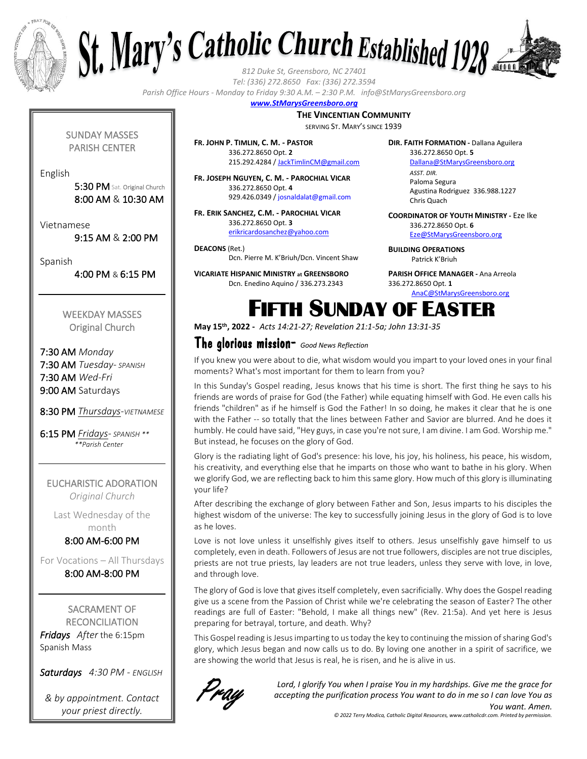# St. Mary's Catholic Church Established 1928

*812 Duke St, Greensboro, NC 27401*
*Tel: (336) 272.8650 Fax: (336) 272.3594*
*Parish Office Hours - Monday to Friday 9:30 A.M. – 2:30 P.M. info@StMarysGreensboro.org*
***www.StMarysGreensboro.org***

**THE VINCENTIAN COMMUNITY**
SERVING ST. MARY'S SINCE 1939

**FR. JOHN P. TIMLIN, C. M. - PASTOR**
336.272.8650 Opt. **2**
215.292.4284 / JackTimlinCM@gmail.com

**FR. JOSEPH NGUYEN, C. M. - PAROCHIAL VICAR**
336.272.8650 Opt. **4**
929.426.0349 / josnaldalat@gmail.com

**FR. ERIK SANCHEZ, C.M. - PAROCHIAL VICAR**
336.272.8650 Opt. **3**
erikricardosanchez@yahoo.com

**DEACONS** (Ret.)
Dcn. Pierre M. K'Briuh/Dcn. Vincent Shaw

**VICARIATE HISPANIC MINISTRY at GREENSBORO**
Dcn. Enedino Aquino / 336.273.2343

**DIR. FAITH FORMATION -** Dallana Aguilera
336.272.8650 Opt. **5**
Dallana@StMarysGreensboro.org
*ASST. DIR.*
Paloma Segura
Agustina Rodriguez 336.988.1227
Chris Quach

**COORDINATOR OF YOUTH MINISTRY -** Eze Ike
336.272.8650 Opt. **6**
Eze@StMarysGreensboro.org

**BUILDING OPERATIONS**
Patrick K'Briuh

**PARISH OFFICE MANAGER -** Ana Arreola
336.272.8650 Opt. **1**
AnaC@StMarysGreensboro.org

SUNDAY MASSES
PARISH CENTER

English
5:30 PM Sat. Original Church
8:00 AM & 10:30 AM

Vietnamese
9:15 AM & 2:00 PM

Spanish
4:00 PM & 6:15 PM

WEEKDAY MASSES
Original Church

7:30 AM *Monday*
7:30 AM *Tuesday- SPANISH*
7:30 AM *Wed-Fri*
9:00 AM Saturdays

8:30 PM *Thursdays-VIETNAMESE*

6:15 PM *Fridays- SPANISH \*\**
*\*\*Parish Center*

EUCHARISTIC ADORATION
*Original Church*

Last Wednesday of the month
8:00 AM-6:00 PM

For Vocations – All Thursdays
8:00 AM-8:00 PM

SACRAMENT OF RECONCILIATION
*Fridays After* the 6:15pm Spanish Mass

*Saturdays 4:30 PM - ENGLISH*

*& by appointment. Contact your priest directly.*

# FIFTH SUNDAY OF EASTER

**May 15th, 2022 -** *Acts 14:21-27; Revelation 21:1-5a; John 13:31-35*

## The glorious mission- *Good News Reflection*

If you knew you were about to die, what wisdom would you impart to your loved ones in your final moments? What's most important for them to learn from you?

In this Sunday's Gospel reading, Jesus knows that his time is short. The first thing he says to his friends are words of praise for God (the Father) while equating himself with God. He even calls his friends "children" as if he himself is God the Father! In so doing, he makes it clear that he is one with the Father -- so totally that the lines between Father and Savior are blurred. And he does it humbly. He could have said, "Hey guys, in case you're not sure, I am divine. I am God. Worship me." But instead, he focuses on the glory of God.

Glory is the radiating light of God's presence: his love, his joy, his holiness, his peace, his wisdom, his creativity, and everything else that he imparts on those who want to bathe in his glory. When we glorify God, we are reflecting back to him this same glory. How much of this glory is illuminating your life?

After describing the exchange of glory between Father and Son, Jesus imparts to his disciples the highest wisdom of the universe: The key to successfully joining Jesus in the glory of God is to love as he loves.

Love is not love unless it unselfishly gives itself to others. Jesus unselfishly gave himself to us completely, even in death. Followers of Jesus are not true followers, disciples are not true disciples, priests are not true priests, lay leaders are not true leaders, unless they serve with love, in love, and through love.

The glory of God is love that gives itself completely, even sacrificially. Why does the Gospel reading give us a scene from the Passion of Christ while we're celebrating the season of Easter? The other readings are full of Easter: "Behold, I make all things new" (Rev. 21:5a). And yet here is Jesus preparing for betrayal, torture, and death. Why?

This Gospel reading is Jesus imparting to us today the key to continuing the mission of sharing God's glory, which Jesus began and now calls us to do. By loving one another in a spirit of sacrifice, we are showing the world that Jesus is real, he is risen, and he is alive in us.

*Pray*

*Lord, I glorify You when I praise You in my hardships. Give me the grace for accepting the purification process You want to do in me so I can love You as You want. Amen.*

*© 2022 Terry Modica, Catholic Digital Resources, www.catholicdr.com. Printed by permission.*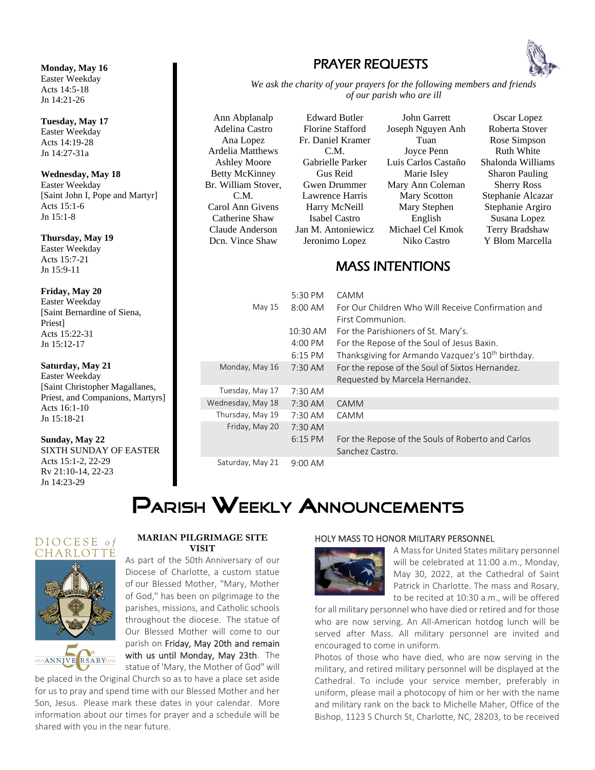**Monday, May 16**
Easter Weekday
Acts 14:5-18
Jn 14:21-26

**Tuesday, May 17**
Easter Weekday
Acts 14:19-28
Jn 14:27-31a

**Wednesday, May 18**
Easter Weekday
[Saint John I, Pope and Martyr]
Acts 15:1-6
Jn 15:1-8

**Thursday, May 19**
Easter Weekday
Acts 15:7-21
Jn 15:9-11

**Friday, May 20**
Easter Weekday
[Saint Bernardine of Siena, Priest]
Acts 15:22-31
Jn 15:12-17

**Saturday, May 21**
Easter Weekday
[Saint Christopher Magallanes, Priest, and Companions, Martyrs]
Acts 16:1-10
Jn 15:18-21

**Sunday, May 22**
SIXTH SUNDAY OF EASTER
Acts 15:1-2, 22-29
Rv 21:10-14, 22-23
Jn 14:23-29

## PRAYER REQUESTS

*We ask the charity of your prayers for the following members and friends of our parish who are ill*

Ann Abplanalp
Adelina Castro
Ana Lopez
Ardelia Matthews
Ashley Moore
Betty McKinney
Br. William Stover, C.M.
Carol Ann Givens
Catherine Shaw
Claude Anderson
Dcn. Vince Shaw
Edward Butler
Florine Stafford
Fr. Daniel Kramer C.M.
Gabrielle Parker
Gus Reid
Gwen Drummer
Lawrence Harris
Harry McNeill
Isabel Castro
Jan M. Antoniewicz
Jeronimo Lopez
John Garrett
Joseph Nguyen Anh Tuan
Joyce Penn
Luis Carlos Castaño
Marie Isley
Mary Ann Coleman
Mary Scotton
Mary Stephen English
Michael Cel Kmok
Niko Castro
Oscar Lopez
Roberta Stover
Rose Simpson
Ruth White
Shalonda Williams
Sharon Pauling
Sherry Ross
Stephanie Alcazar
Stephanie Argiro
Susana Lopez
Terry Bradshaw
Y Blom Marcella

## MASS INTENTIONS

| | | |
|---|---|---|
| | 5:30 PM | CAMM |
| May 15 | 8:00 AM | For Our Children Who Will Receive Confirmation and First Communion. |
| | 10:30 AM | For the Parishioners of St. Mary's. |
| | 4:00 PM | For the Repose of the Soul of Jesus Baxin. |
| | 6:15 PM | Thanksgiving for Armando Vazquez's 10th birthday. |
| Monday, May 16 | 7:30 AM | For the repose of the Soul of Sixtos Hernandez. Requested by Marcela Hernandez. |
| Tuesday, May 17 | 7:30 AM | |
| Wednesday, May 18 | 7:30 AM | CAMM |
| Thursday, May 19 | 7:30 AM | CAMM |
| Friday, May 20 | 7:30 AM | |
| | 6:15 PM | For the Repose of the Souls of Roberto and Carlos Sanchez Castro. |
| Saturday, May 21 | 9:00 AM | |

# Parish Weekly Announcements

DIOCESE of CHARLOTTE
1972 ANNIVERSARY 2022

### MARIAN PILGRIMAGE SITE VISIT

As part of the 50th Anniversary of our Diocese of Charlotte, a custom statue of our Blessed Mother, "Mary, Mother of God," has been on pilgrimage to the parishes, missions, and Catholic schools throughout the diocese. The statue of Our Blessed Mother will come to our parish on Friday, May 20th and remain with us until Monday, May 23th. The statue of 'Mary, the Mother of God" will be placed in the Original Church so as to have a place set aside for us to pray and spend time with our Blessed Mother and her Son, Jesus. Please mark these dates in your calendar. More information about our times for prayer and a schedule will be shared with you in the near future.

### HOLY MASS TO HONOR MILITARY PERSONNEL

A Mass for United States military personnel will be celebrated at 11:00 a.m., Monday, May 30, 2022, at the Cathedral of Saint Patrick in Charlotte. The mass and Rosary, to be recited at 10:30 a.m., will be offered for all military personnel who have died or retired and for those who are now serving. An All-American hotdog lunch will be served after Mass. All military personnel are invited and encouraged to come in uniform.

Photos of those who have died, who are now serving in the military, and retired military personnel will be displayed at the Cathedral. To include your service member, preferably in uniform, please mail a photocopy of him or her with the name and military rank on the back to Michelle Maher, Office of the Bishop, 1123 S Church St, Charlotte, NC, 28203, to be received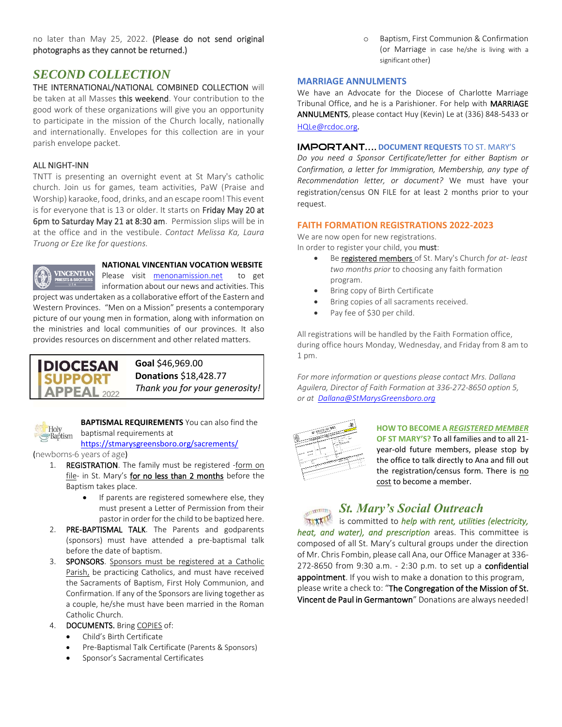no later than May 25, 2022. **(Please do not send original photographs as they cannot be returned.)**

## *SECOND COLLECTION*

THE INTERNATIONAL/NATIONAL COMBINED COLLECTION will be taken at all Masses this weekend. Your contribution to the good work of these organizations will give you an opportunity to participate in the mission of the Church locally, nationally and internationally. Envelopes for this collection are in your parish envelope packet.

### ALL NIGHT-INN

TNTT is presenting an overnight event at St Mary's catholic church. Join us for games, team activities, PaW (Praise and Worship) karaoke, food, drinks, and an escape room! This event is for everyone that is 13 or older. It starts on **Friday May 20 at 6pm to Saturday May 21 at 8:30 am**. Permission slips will be in at the office and in the vestibule. *Contact Melissa Ka, Laura Truong or Eze Ike for questions.*

### NATIONAL VINCENTIAN VOCATION WEBSITE

Please visit menonamission.net to get information about our news and activities. This project was undertaken as a collaborative effort of the Eastern and Western Provinces. "Men on a Mission" presents a contemporary picture of our young men in formation, along with information on the ministries and local communities of our provinces. It also provides resources on discernment and other related matters.

### DIOCESAN SUPPORT APPEAL 2022

**Goal** $46,969.00
**Donations** $18,428.77
*Thank you for your generosity!*

**BAPTISMAL REQUIREMENTS** You can also find the baptismal requirements at https://stmarysgreensboro.org/sacrements/

(newborns-6 years of age)

1. **REGISTRATION**. The family must be registered -form on file- in St. Mary's **for no less than 2 months** before the Baptism takes place.
   - If parents are registered somewhere else, they must present a Letter of Permission from their pastor in order for the child to be baptized here.
2. **PRE-BAPTISMAL TALK**. The Parents and godparents (sponsors) must have attended a pre-baptismal talk before the date of baptism.
3. **SPONSORS**. Sponsors must be registered at a Catholic Parish, be practicing Catholics, and must have received the Sacraments of Baptism, First Holy Communion, and Confirmation. If any of the Sponsors are living together as a couple, he/she must have been married in the Roman Catholic Church.
4. **DOCUMENTS.** Bring COPIES of:
   - Child's Birth Certificate
   - Pre-Baptismal Talk Certificate (Parents & Sponsors)
   - Sponsor's Sacramental Certificates
     - Baptism, First Communion & Confirmation (or Marriage in case he/she is living with a significant other)

### MARRIAGE ANNULMENTS

We have an Advocate for the Diocese of Charlotte Marriage Tribunal Office, and he is a Parishioner. For help with **MARRIAGE ANNULMENTS**, please contact Huy (Kevin) Le at (336) 848-5433 or HQLe@rcdoc.org.

### IMPORTANT.... DOCUMENT REQUESTS TO ST. MARY'S

*Do you need a Sponsor Certificate/letter for either Baptism or Confirmation, a letter for Immigration, Membership, any type of Recommendation letter, or document?* We must have your registration/census ON FILE for at least 2 months prior to your request.

### FAITH FORMATION REGISTRATIONS 2022-2023

We are now open for new registrations.
In order to register your child, you **must**:

- Be registered members of St. Mary's Church *for at- least two months prior* to choosing any faith formation program.
- Bring copy of Birth Certificate
- Bring copies of all sacraments received.
- Pay fee of $30 per child.

All registrations will be handled by the Faith Formation office, during office hours Monday, Wednesday, and Friday from 8 am to 1 pm.

*For more information or questions please contact Mrs. Dallana Aguilera, Director of Faith Formation at 336-272-8650 option 5, or at Dallana@StMarysGreensboro.org*

**HOW TO BECOME A *REGISTERED MEMBER* OF ST MARY'S?** To all families and to all 21-year-old future members, please stop by the office to talk directly to Ana and fill out the registration/census form. There is no cost to become a member.

## *St. Mary's Social Outreach*

is committed to *help with rent, utilities (electricity, heat, and water), and prescription* areas. This committee is composed of all St. Mary's cultural groups under the direction of Mr. Chris Fombin, please call Ana, our Office Manager at 336-272-8650 from 9:30 a.m. - 2:30 p.m. to set up a **confidential appointment**. If you wish to make a donation to this program, please write a check to: "**The Congregation of the Mission of St. Vincent de Paul in Germantown**" Donations are always needed!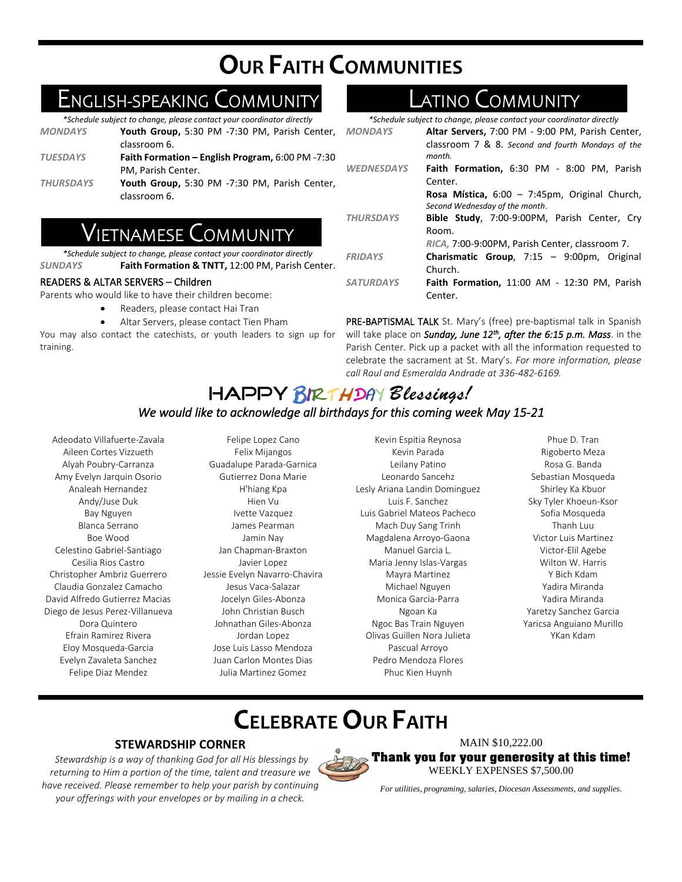# Our Faith Communities

## English-Speaking Community

*\*Schedule subject to change, please contact your coordinator directly*

| | |
|---|---|
| *MONDAYS* | **Youth Group,** 5:30 PM -7:30 PM, Parish Center, classroom 6. |
| *TUESDAYS* | **Faith Formation – English Program,** 6:00 PM -7:30 PM, Parish Center. |
| *THURSDAYS* | **Youth Group,** 5:30 PM -7:30 PM, Parish Center, classroom 6. |

## Vietnamese Community

*\*Schedule subject to change, please contact your coordinator directly*

| | |
|---|---|
| *SUNDAYS* | **Faith Formation & TNTT,** 12:00 PM, Parish Center. |

READERS & ALTAR SERVERS – Children

Parents who would like to have their children become:

- Readers, please contact Hai Tran
- Altar Servers, please contact Tien Pham

You may also contact the catechists, or youth leaders to sign up for training.

## Latino Community

*\*Schedule subject to change, please contact your coordinator directly*

| | |
|---|---|
| *MONDAYS* | **Altar Servers,** 7:00 PM - 9:00 PM, Parish Center, classroom 7 & 8. *Second and fourth Mondays of the month.* |
| *WEDNESDAYS* | **Faith Formation,** 6:30 PM - 8:00 PM, Parish Center. **Rosa Mística,** 6:00 – 7:45pm, Original Church, *Second Wednesday of the month*. |
| *THURSDAYS* | **Bible Study**, 7:00-9:00PM, Parish Center, Cry Room. *RICA,* 7:00-9:00PM, Parish Center, classroom 7. |
| *FRIDAYS* | **Charismatic Group**, 7:15 – 9:00pm, Original Church. |
| *SATURDAYS* | **Faith Formation,** 11:00 AM - 12:30 PM, Parish Center. |

PRE-BAPTISMAL TALK St. Mary's (free) pre-baptismal talk in Spanish will take place on ***Sunday, June 12th, after the 6:15 p.m. Mass***. in the Parish Center. Pick up a packet with all the information requested to celebrate the sacrament at St. Mary's. *For more information, please call Raul and Esmeralda Andrade at 336-482-6169.*

## HAPPY BIRTHDAY *Blessings!*

*We would like to acknowledge all birthdays for this coming week May 15-21*

Adeodato Villafuerte-Zavala
Aileen Cortes Vizzueth
Alyah Poubry-Carranza
Amy Evelyn Jarquin Osorio
Analeah Hernandez
Andy/Juse Duk
Bay Nguyen
Blanca Serrano
Boe Wood
Celestino Gabriel-Santiago
Cesilia Rios Castro
Christopher Ambriz Guerrero
Claudia Gonzalez Camacho
David Alfredo Gutierrez Macias
Diego de Jesus Perez-Villanueva
Dora Quintero
Efrain Ramirez Rivera
Eloy Mosqueda-Garcia
Evelyn Zavaleta Sanchez
Felipe Diaz Mendez
Felipe Lopez Cano
Felix Mijangos
Guadalupe Parada-Garnica
Gutierrez Dona Marie
H'hiang Kpa
Hien Vu
Ivette Vazquez
James Pearman
Jamin Nay
Jan Chapman-Braxton
Javier Lopez
Jessie Evelyn Navarro-Chavira
Jesus Vaca-Salazar
Jocelyn Giles-Abonza
John Christian Busch
Johnathan Giles-Abonza
Jordan Lopez
Jose Luis Lasso Mendoza
Juan Carlon Montes Dias
Julia Martinez Gomez
Kevin Espitia Reynosa
Kevin Parada
Leilany Patino
Leonardo Sancehz
Lesly Ariana Landin Dominguez
Luis F. Sanchez
Luis Gabriel Mateos Pacheco
Mach Duy Sang Trinh
Magdalena Arroyo-Gaona
Manuel Garcia L.
Maria Jenny Islas-Vargas
Mayra Martinez
Michael Nguyen
Monica Garcia-Parra
Ngoan Ka
Ngoc Bas Train Nguyen
Olivas Guillen Nora Julieta
Pascual Arroyo
Pedro Mendoza Flores
Phuc Kien Huynh
Phue D. Tran
Rigoberto Meza
Rosa G. Banda
Sebastian Mosqueda
Shirley Ka Kbuor
Sky Tyler Khoeun-Ksor
Sofia Mosqueda
Thanh Luu
Victor Luis Martinez
Victor-Elil Agebe
Wilton W. Harris
Y Bich Kdam
Yadira Miranda
Yadira Miranda
Yaretzy Sanchez Garcia
Yaricsa Anguiano Murillo
YKan Kdam

# Celebrate Our Faith

### STEWARDSHIP CORNER

*Stewardship is a way of thanking God for all His blessings by returning to Him a portion of the time, talent and treasure we have received. Please remember to help your parish by continuing your offerings with your envelopes or by mailing in a check.*

MAIN $10,222.00

**Thank you for your generosity at this time!**

WEEKLY EXPENSES $7,500.00

*For utilities, programing, salaries, Diocesan Assessments, and supplies.*